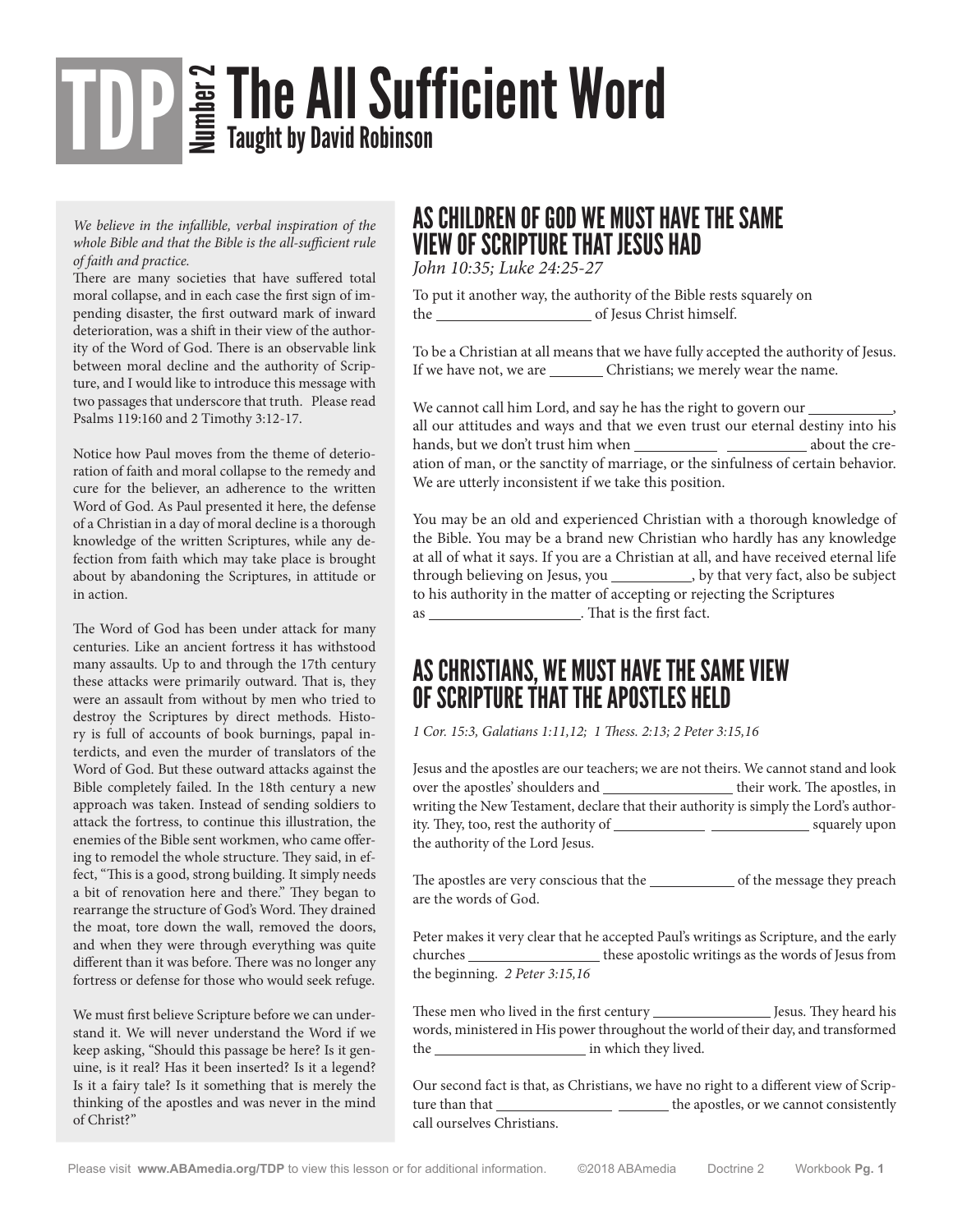# TDP Number 2 The All Sufficient Word

## Taught by David Robinson

*We believe in the infallible, verbal inspiration of the whole Bible and that the Bible is the all-sufficient rule of faith and practice.*

There are many societies that have suffered total moral collapse, and in each case the first sign of impending disaster, the first outward mark of inward deterioration, was a shift in their view of the authority of the Word of God. There is an observable link between moral decline and the authority of Scripture, and I would like to introduce this message with two passages that underscore that truth. Please read Psalms 119:160 and 2 Timothy 3:12-17.

Notice how Paul moves from the theme of deterioration of faith and moral collapse to the remedy and cure for the believer, an adherence to the written Word of God. As Paul presented it here, the defense of a Christian in a day of moral decline is a thorough knowledge of the written Scriptures, while any defection from faith which may take place is brought about by abandoning the Scriptures, in attitude or in action.

The Word of God has been under attack for many centuries. Like an ancient fortress it has withstood many assaults. Up to and through the 17th century these attacks were primarily outward. That is, they were an assault from without by men who tried to destroy the Scriptures by direct methods. History is full of accounts of book burnings, papal interdicts, and even the murder of translators of the Word of God. But these outward attacks against the Bible completely failed. In the 18th century a new approach was taken. Instead of sending soldiers to attack the fortress, to continue this illustration, the enemies of the Bible sent workmen, who came offering to remodel the whole structure. They said, in effect, "This is a good, strong building. It simply needs a bit of renovation here and there." They began to rearrange the structure of God's Word. They drained the moat, tore down the wall, removed the doors, and when they were through everything was quite different than it was before. There was no longer any fortress or defense for those who would seek refuge.

We must first believe Scripture before we can understand it. We will never understand the Word if we keep asking, "Should this passage be here? Is it genuine, is it real? Has it been inserted? Is it a legend? Is it a fairy tale? Is it something that is merely the thinking of the apostles and was never in the mind of Christ?"

## AS CHILDREN OF GOD WE MUST HAVE THE SAME VIEW OF SCRIPTURE THAT JESUS HAD

*John 10:35; Luke 24:25-27*

To put it another way, the authority of the Bible rests squarely on the ____________________ of Jesus Christ himself.

To be a Christian at all means that we have fully accepted the authority of Jesus. If we have not, we are _______ Christians; we merely wear the name.

We cannot call him Lord, and say he has the right to govern our ___________, all our attitudes and ways and that we even trust our eternal destiny into his hands, but we don't trust him when ___________ ___________ about the creation of man, or the sanctity of marriage, or the sinfulness of certain behavior. We are utterly inconsistent if we take this position.

You may be an old and experienced Christian with a thorough knowledge of the Bible. You may be a brand new Christian who hardly has any knowledge at all of what it says. If you are a Christian at all, and have received eternal life through believing on Jesus, you __________, by that very fact, also be subject to his authority in the matter of accepting or rejecting the Scriptures as ____________________. That is the first fact.

## AS CHRISTIANS, WE MUST HAVE THE SAME VIEW OF SCRIPTURE THAT THE APOSTLES HELD

*1 Cor. 15:3, Galatians 1:11,12; 1 Thess. 2:13; 2 Peter 3:15,16*

Jesus and the apostles are our teachers; we are not theirs. We cannot stand and look over the apostles' shoulders and _________________ their work. The apostles, in writing the New Testament, declare that their authority is simply the Lord's authority. They, too, rest the authority of ____________ ____________ squarely upon the authority of the Lord Jesus.

The apostles are very conscious that the ___________ of the message they preach are the words of God.

Peter makes it very clear that he accepted Paul's writings as Scripture, and the early churches _________________ these apostolic writings as the words of Jesus from the beginning. *2 Peter 3:15,16*

These men who lived in the first century _______________ Jesus. They heard his words, ministered in His power throughout the world of their day, and transformed the ____________________ in which they lived.

Our second fact is that, as Christians, we have no right to a different view of Scripture than that _______________ _______ the apostles, or we cannot consistently call ourselves Christians.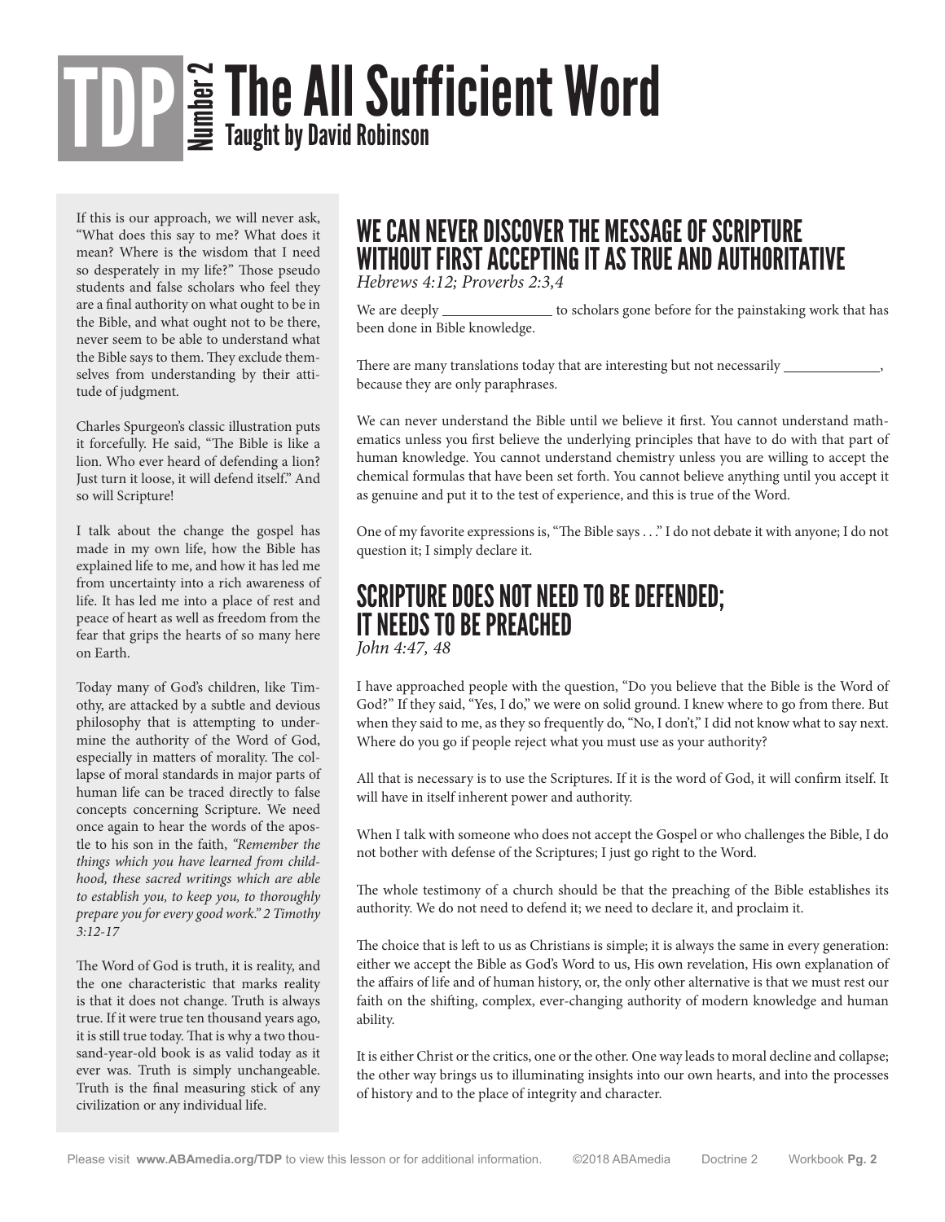# TDP Number 2 The All Sufficient Word

**Taught by David Robinson**

If this is our approach, we will never ask, "What does this say to me? What does it mean? Where is the wisdom that I need so desperately in my life?" Those pseudo students and false scholars who feel they are a final authority on what ought to be in the Bible, and what ought not to be there, never seem to be able to understand what the Bible says to them. They exclude themselves from understanding by their attitude of judgment.

Charles Spurgeon's classic illustration puts it forcefully. He said, "The Bible is like a lion. Who ever heard of defending a lion? Just turn it loose, it will defend itself." And so will Scripture!

I talk about the change the gospel has made in my own life, how the Bible has explained life to me, and how it has led me from uncertainty into a rich awareness of life. It has led me into a place of rest and peace of heart as well as freedom from the fear that grips the hearts of so many here on Earth.

Today many of God's children, like Timothy, are attacked by a subtle and devious philosophy that is attempting to undermine the authority of the Word of God, especially in matters of morality. The collapse of moral standards in major parts of human life can be traced directly to false concepts concerning Scripture. We need once again to hear the words of the apostle to his son in the faith, *"Remember the things which you have learned from childhood, these sacred writings which are able to establish you, to keep you, to thoroughly prepare you for every good work." 2 Timothy 3:12-17*

The Word of God is truth, it is reality, and the one characteristic that marks reality is that it does not change. Truth is always true. If it were true ten thousand years ago, it is still true today. That is why a two thousand-year-old book is as valid today as it ever was. Truth is simply unchangeable. Truth is the final measuring stick of any civilization or any individual life.

## WE CAN NEVER DISCOVER THE MESSAGE OF SCRIPTURE WITHOUT FIRST ACCEPTING IT AS TRUE AND AUTHORITATIVE

*Hebrews 4:12; Proverbs 2:3,4*

We are deeply _______________ to scholars gone before for the painstaking work that has been done in Bible knowledge.

There are many translations today that are interesting but not necessarily _____________, because they are only paraphrases.

We can never understand the Bible until we believe it first. You cannot understand mathematics unless you first believe the underlying principles that have to do with that part of human knowledge. You cannot understand chemistry unless you are willing to accept the chemical formulas that have been set forth. You cannot believe anything until you accept it as genuine and put it to the test of experience, and this is true of the Word.

One of my favorite expressions is, "The Bible says . . ." I do not debate it with anyone; I do not question it; I simply declare it.

## SCRIPTURE DOES NOT NEED TO BE DEFENDED; IT NEEDS TO BE PREACHED

*John 4:47, 48*

I have approached people with the question, "Do you believe that the Bible is the Word of God?" If they said, "Yes, I do," we were on solid ground. I knew where to go from there. But when they said to me, as they so frequently do, "No, I don't," I did not know what to say next. Where do you go if people reject what you must use as your authority?

All that is necessary is to use the Scriptures. If it is the word of God, it will confirm itself. It will have in itself inherent power and authority.

When I talk with someone who does not accept the Gospel or who challenges the Bible, I do not bother with defense of the Scriptures; I just go right to the Word.

The whole testimony of a church should be that the preaching of the Bible establishes its authority. We do not need to defend it; we need to declare it, and proclaim it.

The choice that is left to us as Christians is simple; it is always the same in every generation: either we accept the Bible as God's Word to us, His own revelation, His own explanation of the affairs of life and of human history, or, the only other alternative is that we must rest our faith on the shifting, complex, ever-changing authority of modern knowledge and human ability.

It is either Christ or the critics, one or the other. One way leads to moral decline and collapse; the other way brings us to illuminating insights into our own hearts, and into the processes of history and to the place of integrity and character.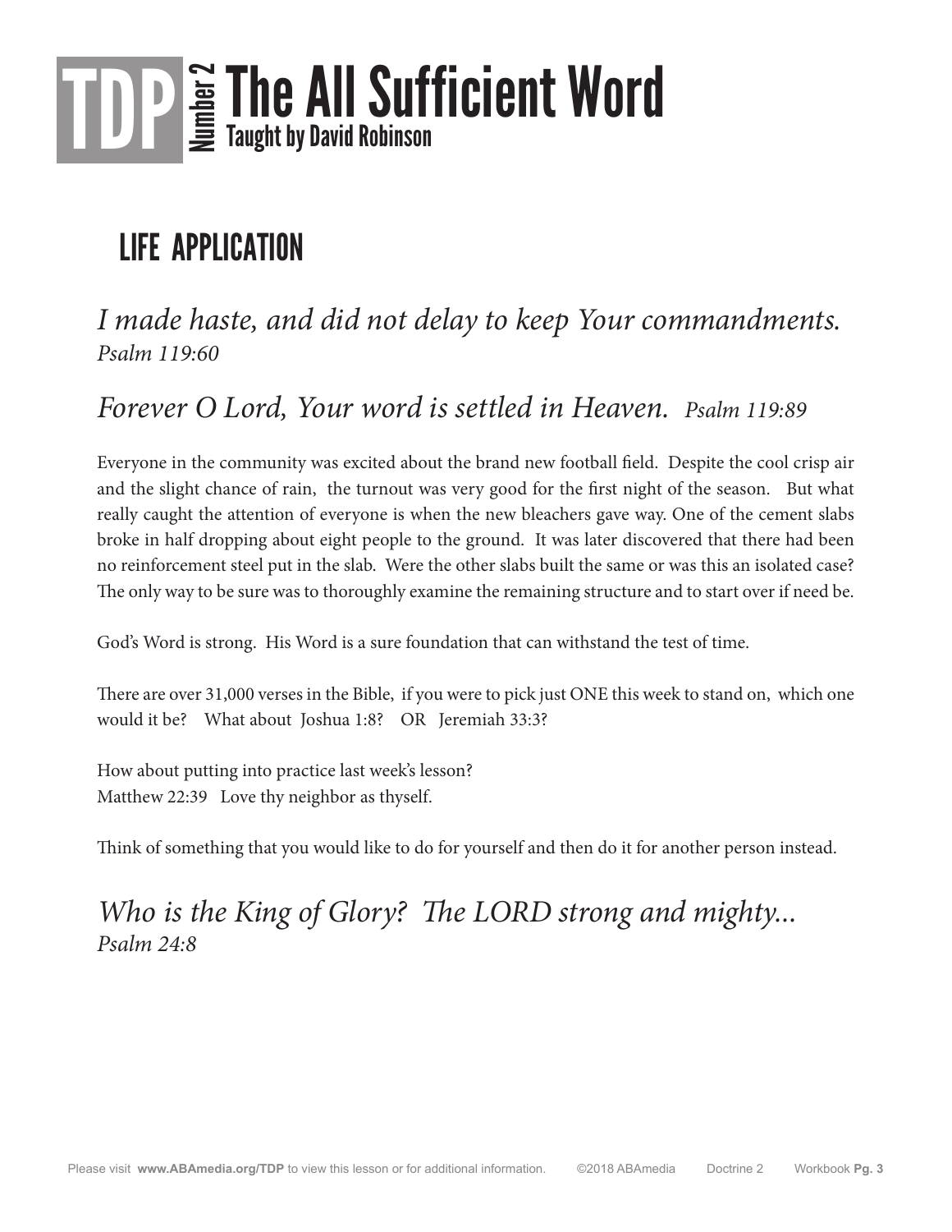# TDP Number 2 The All Sufficient Word

Taught by David Robinson

## LIFE APPLICATION

*I made haste, and did not delay to keep Your commandments.*
*Psalm 119:60*

*Forever O Lord, Your word is settled in Heaven. Psalm 119:89*

Everyone in the community was excited about the brand new football field. Despite the cool crisp air and the slight chance of rain, the turnout was very good for the first night of the season. But what really caught the attention of everyone is when the new bleachers gave way. One of the cement slabs broke in half dropping about eight people to the ground. It was later discovered that there had been no reinforcement steel put in the slab. Were the other slabs built the same or was this an isolated case? The only way to be sure was to thoroughly examine the remaining structure and to start over if need be.

God's Word is strong. His Word is a sure foundation that can withstand the test of time.

There are over 31,000 verses in the Bible, if you were to pick just ONE this week to stand on, which one would it be? What about Joshua 1:8? OR Jeremiah 33:3?

How about putting into practice last week's lesson?
Matthew 22:39 Love thy neighbor as thyself.

Think of something that you would like to do for yourself and then do it for another person instead.

*Who is the King of Glory? The LORD strong and mighty...*
*Psalm 24:8*